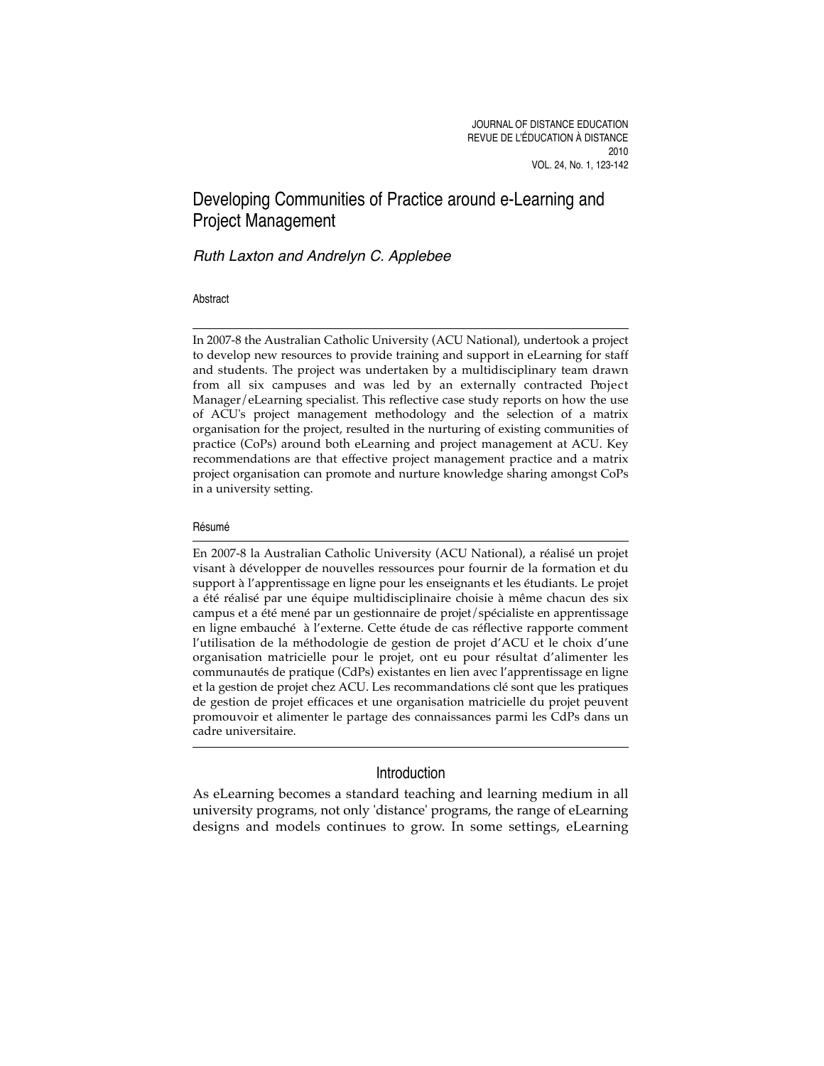# Developing Communities of Practice around e-Learning and Project Management

*Ruth Laxton and Andrelyn C. Applebee*

## Abstract

In 2007-8 the Australian Catholic University (ACU National), undertook a project to develop new resources to provide training and support in eLearning for staff and students. The project was undertaken by a multidisciplinary team drawn from all six campuses and was led by an externally contracted Project Manager/eLearning specialist. This reflective case study reports on how the use of ACU's project management methodology and the selection of a matrix organisation for the project, resulted in the nurturing of existing communities of practice (CoPs) around both eLearning and project management at ACU. Key recommendations are that effective project management practice and a matrix project organisation can promote and nurture knowledge sharing amongst CoPs in a university setting.

## Résumé

En 2007-8 la Australian Catholic University (ACU National), a réalisé un projet visant à développer de nouvelles ressources pour fournir de la formation et du support à l'apprentissage en ligne pour les enseignants et les étudiants. Le projet a été réalisé par une équipe multidisciplinaire choisie à même chacun des six campus et a été mené par un gestionnaire de projet/spécialiste en apprentissage en ligne embauché à l'externe. Cette étude de cas réflective rapporte comment l'utilisation de la méthodologie de gestion de projet d'ACU et le choix d'une organisation matricielle pour le projet, ont eu pour résultat d'alimenter les communautés de pratique (CdPs) existantes en lien avec l'apprentissage en ligne et la gestion de projet chez ACU. Les recommandations clé sont que les pratiques de gestion de projet efficaces et une organisation matricielle du projet peuvent promouvoir et alimenter le partage des connaissances parmi les CdPs dans un cadre universitaire.

## Introduction

As eLearning becomes a standard teaching and learning medium in all university programs, not only 'distance' programs, the range of eLearning designs and models continues to grow. In some settings, eLearning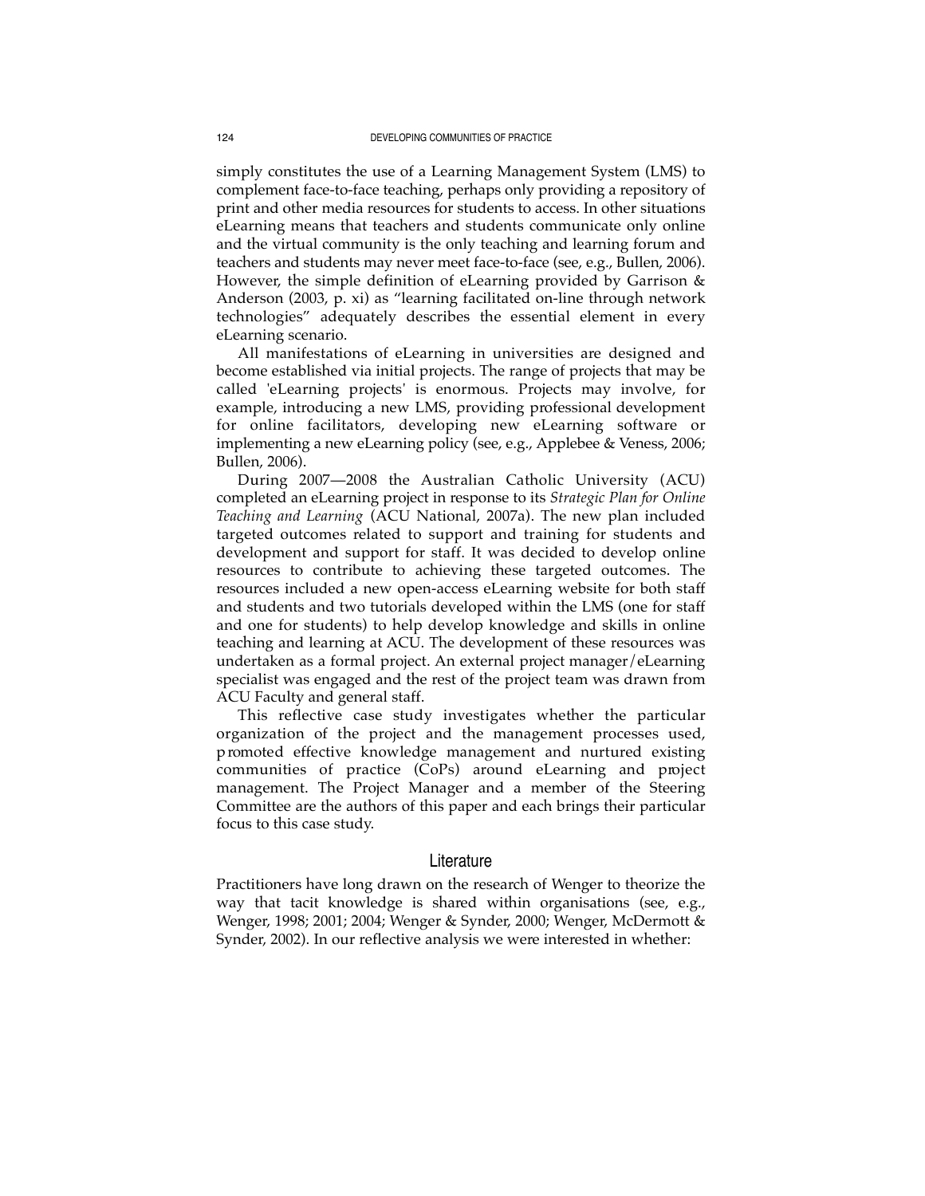simply constitutes the use of a Learning Management System (LMS) to complement face-to-face teaching, perhaps only providing a repository of print and other media resources for students to access. In other situations eLearning means that teachers and students communicate only online and the virtual community is the only teaching and learning forum and teachers and students may never meet face-to-face (see, e.g., Bullen, 2006). However, the simple definition of eLearning provided by Garrison & Anderson (2003, p. xi) as "learning facilitated on-line through network technologies" adequately describes the essential element in every eLearning scenario.

All manifestations of eLearning in universities are designed and become established via initial projects. The range of projects that may be called 'eLearning projects' is enormous. Projects may involve, for example, introducing a new LMS, providing professional development for online facilitators, developing new eLearning software or implementing a new eLearning policy (see, e.g., Applebee & Veness, 2006; Bullen, 2006).

During 2007—2008 the Australian Catholic University (ACU) completed an eLearning project in response to its *Strategic Plan for Online Teaching and Learning* (ACU National, 2007a). The new plan included targeted outcomes related to support and training for students and development and support for staff. It was decided to develop online resources to contribute to achieving these targeted outcomes. The resources included a new open-access eLearning website for both staff and students and two tutorials developed within the LMS (one for staff and one for students) to help develop knowledge and skills in online teaching and learning at ACU. The development of these resources was undertaken as a formal project. An external project manager/eLearning specialist was engaged and the rest of the project team was drawn from ACU Faculty and general staff.

This reflective case study investigates whether the particular organization of the project and the management processes used, promoted effective knowledge management and nurtured existing communities of practice (CoPs) around eLearning and project management. The Project Manager and a member of the Steering Committee are the authors of this paper and each brings their particular focus to this case study.

## Literature

Practitioners have long drawn on the research of Wenger to theorize the way that tacit knowledge is shared within organisations (see, e.g., Wenger, 1998; 2001; 2004; Wenger & Synder, 2000; Wenger, McDermott & Synder, 2002). In our reflective analysis we were interested in whether: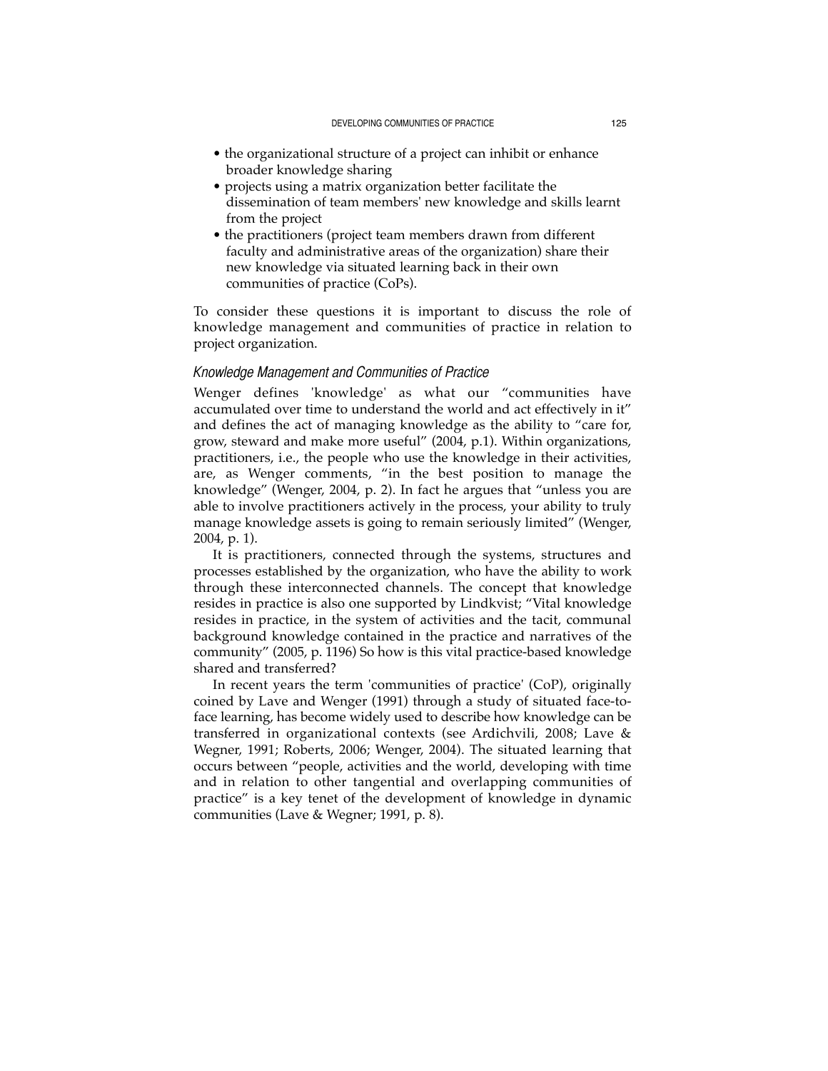- the organizational structure of a project can inhibit or enhance broader knowledge sharing
- projects using a matrix organization better facilitate the dissemination of team members' new knowledge and skills learnt from the project
- the practitioners (project team members drawn from different faculty and administrative areas of the organization) share their new knowledge via situated learning back in their own communities of practice (CoPs).

To consider these questions it is important to discuss the role of knowledge management and communities of practice in relation to project organization.

### *Knowledge Management and Communities of Practice*

Wenger defines 'knowledge' as what our "communities have accumulated over time to understand the world and act effectively in it" and defines the act of managing knowledge as the ability to "care for, grow, steward and make more useful" (2004, p.1). Within organizations, practitioners, i.e., the people who use the knowledge in their activities, are, as Wenger comments, "in the best position to manage the knowledge" (Wenger, 2004, p. 2). In fact he argues that "unless you are able to involve practitioners actively in the process, your ability to truly manage knowledge assets is going to remain seriously limited" (Wenger, 2004, p. 1).

It is practitioners, connected through the systems, structures and processes established by the organization, who have the ability to work through these interconnected channels. The concept that knowledge resides in practice is also one supported by Lindkvist; "Vital knowledge resides in practice, in the system of activities and the tacit, communal background knowledge contained in the practice and narratives of the community" (2005, p. 1196) So how is this vital practice-based knowledge shared and transferred?

In recent years the term 'communities of practice' (CoP), originally coined by Lave and Wenger (1991) through a study of situated face-to-face learning, has become widely used to describe how knowledge can be transferred in organizational contexts (see Ardichvili, 2008; Lave & Wegner, 1991; Roberts, 2006; Wenger, 2004). The situated learning that occurs between "people, activities and the world, developing with time and in relation to other tangential and overlapping communities of practice" is a key tenet of the development of knowledge in dynamic communities (Lave & Wegner; 1991, p. 8).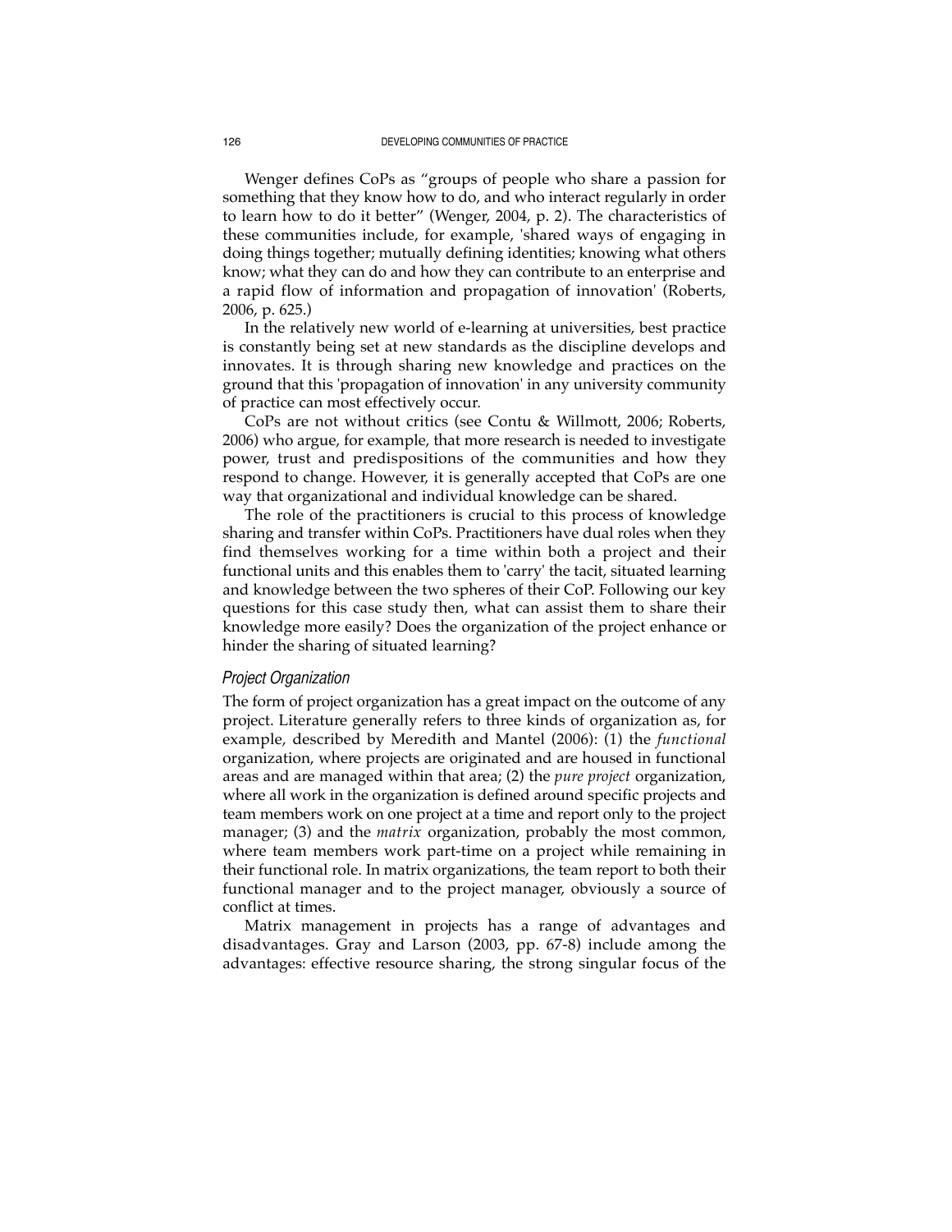Wenger defines CoPs as "groups of people who share a passion for something that they know how to do, and who interact regularly in order to learn how to do it better" (Wenger, 2004, p. 2). The characteristics of these communities include, for example, 'shared ways of engaging in doing things together; mutually defining identities; knowing what others know; what they can do and how they can contribute to an enterprise and a rapid flow of information and propagation of innovation' (Roberts, 2006, p. 625.)

In the relatively new world of e-learning at universities, best practice is constantly being set at new standards as the discipline develops and innovates. It is through sharing new knowledge and practices on the ground that this 'propagation of innovation' in any university community of practice can most effectively occur.

CoPs are not without critics (see Contu & Willmott, 2006; Roberts, 2006) who argue, for example, that more research is needed to investigate power, trust and predispositions of the communities and how they respond to change. However, it is generally accepted that CoPs are one way that organizational and individual knowledge can be shared.

The role of the practitioners is crucial to this process of knowledge sharing and transfer within CoPs. Practitioners have dual roles when they find themselves working for a time within both a project and their functional units and this enables them to 'carry' the tacit, situated learning and knowledge between the two spheres of their CoP. Following our key questions for this case study then, what can assist them to share their knowledge more easily? Does the organization of the project enhance or hinder the sharing of situated learning?

### *Project Organization*

The form of project organization has a great impact on the outcome of any project. Literature generally refers to three kinds of organization as, for example, described by Meredith and Mantel (2006): (1) the *functional* organization, where projects are originated and are housed in functional areas and are managed within that area; (2) the *pure project* organization, where all work in the organization is defined around specific projects and team members work on one project at a time and report only to the project manager; (3) and the *matrix* organization, probably the most common, where team members work part-time on a project while remaining in their functional role. In matrix organizations, the team report to both their functional manager and to the project manager, obviously a source of conflict at times.

Matrix management in projects has a range of advantages and disadvantages. Gray and Larson (2003, pp. 67-8) include among the advantages: effective resource sharing, the strong singular focus of the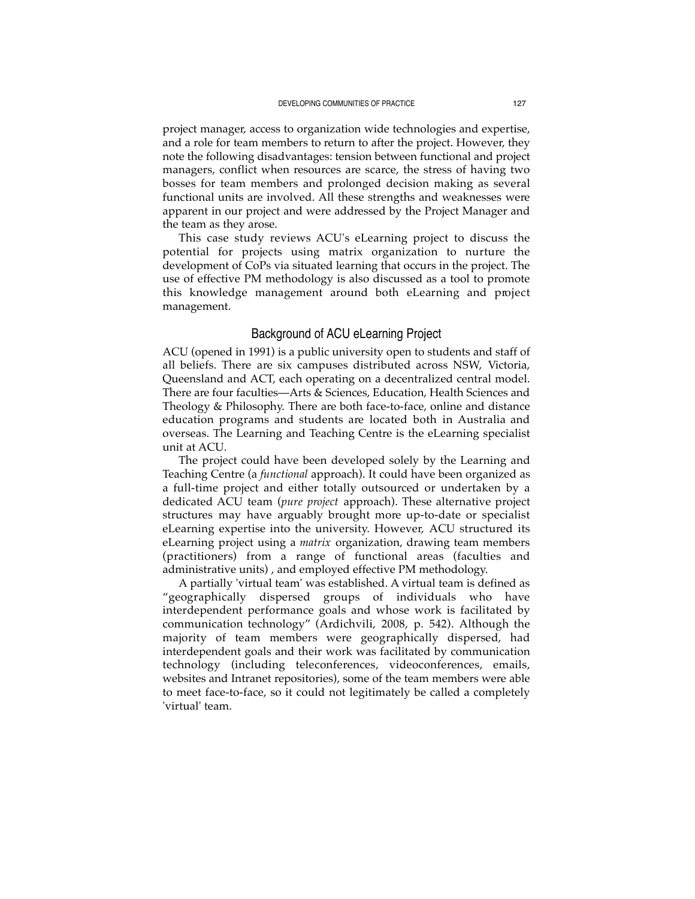project manager, access to organization wide technologies and expertise, and a role for team members to return to after the project. However, they note the following disadvantages: tension between functional and project managers, conflict when resources are scarce, the stress of having two bosses for team members and prolonged decision making as several functional units are involved. All these strengths and weaknesses were apparent in our project and were addressed by the Project Manager and the team as they arose.

This case study reviews ACU's eLearning project to discuss the potential for projects using matrix organization to nurture the development of CoPs via situated learning that occurs in the project. The use of effective PM methodology is also discussed as a tool to promote this knowledge management around both eLearning and project management.

## Background of ACU eLearning Project

ACU (opened in 1991) is a public university open to students and staff of all beliefs. There are six campuses distributed across NSW, Victoria, Queensland and ACT, each operating on a decentralized central model. There are four faculties—Arts & Sciences, Education, Health Sciences and Theology & Philosophy. There are both face-to-face, online and distance education programs and students are located both in Australia and overseas. The Learning and Teaching Centre is the eLearning specialist unit at ACU.

The project could have been developed solely by the Learning and Teaching Centre (a *functional* approach). It could have been organized as a full-time project and either totally outsourced or undertaken by a dedicated ACU team (*pure project* approach). These alternative project structures may have arguably brought more up-to-date or specialist eLearning expertise into the university. However, ACU structured its eLearning project using a *matrix* organization, drawing team members (practitioners) from a range of functional areas (faculties and administrative units) , and employed effective PM methodology.

A partially 'virtual team' was established. A virtual team is defined as "geographically dispersed groups of individuals who have interdependent performance goals and whose work is facilitated by communication technology" (Ardichvili, 2008, p. 542). Although the majority of team members were geographically dispersed, had interdependent goals and their work was facilitated by communication technology (including teleconferences, videoconferences, emails, websites and Intranet repositories), some of the team members were able to meet face-to-face, so it could not legitimately be called a completely 'virtual' team.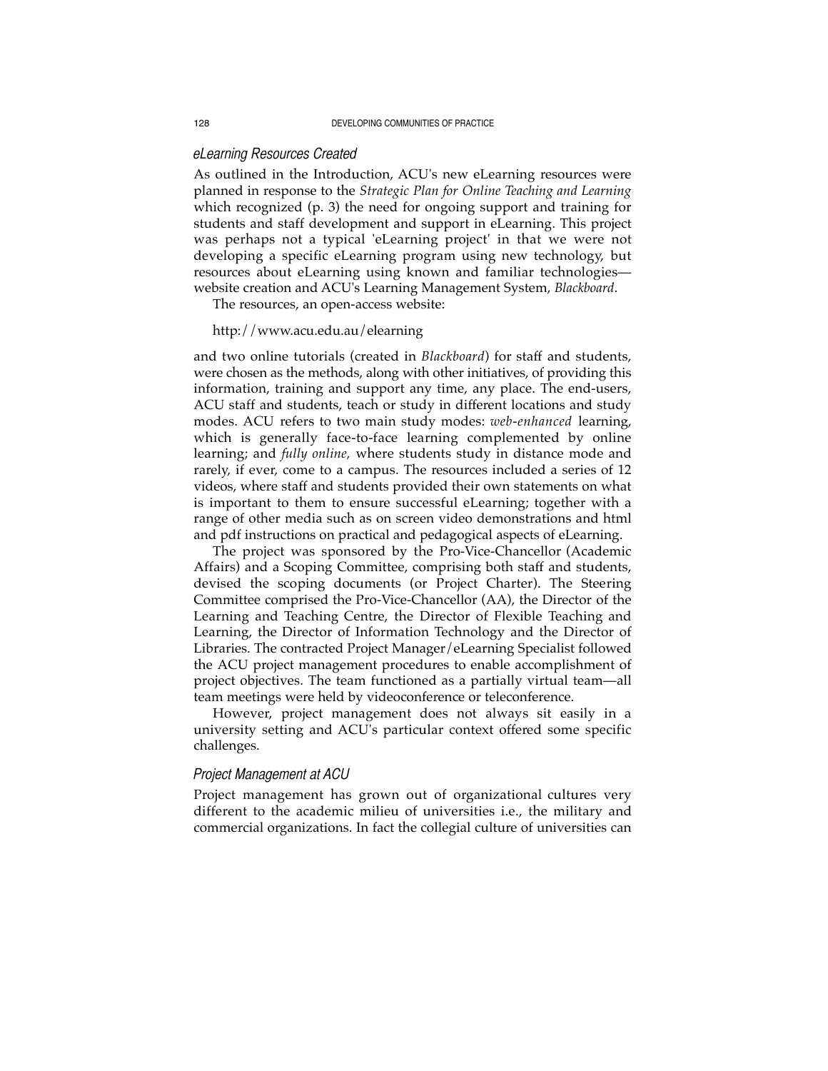### *eLearning Resources Created*

As outlined in the Introduction, ACU's new eLearning resources were planned in response to the *Strategic Plan for Online Teaching and Learning* which recognized (p. 3) the need for ongoing support and training for students and staff development and support in eLearning. This project was perhaps not a typical 'eLearning project' in that we were not developing a specific eLearning program using new technology, but resources about eLearning using known and familiar technologies—website creation and ACU's Learning Management System, *Blackboard*.

The resources, an open-access website:

http://www.acu.edu.au/elearning

and two online tutorials (created in *Blackboard*) for staff and students, were chosen as the methods, along with other initiatives, of providing this information, training and support any time, any place. The end-users, ACU staff and students, teach or study in different locations and study modes. ACU refers to two main study modes: *web-enhanced* learning, which is generally face-to-face learning complemented by online learning; and *fully online,* where students study in distance mode and rarely, if ever, come to a campus. The resources included a series of 12 videos, where staff and students provided their own statements on what is important to them to ensure successful eLearning; together with a range of other media such as on screen video demonstrations and html and pdf instructions on practical and pedagogical aspects of eLearning.

The project was sponsored by the Pro-Vice-Chancellor (Academic Affairs) and a Scoping Committee, comprising both staff and students, devised the scoping documents (or Project Charter). The Steering Committee comprised the Pro-Vice-Chancellor (AA), the Director of the Learning and Teaching Centre, the Director of Flexible Teaching and Learning, the Director of Information Technology and the Director of Libraries. The contracted Project Manager/eLearning Specialist followed the ACU project management procedures to enable accomplishment of project objectives. The team functioned as a partially virtual team—all team meetings were held by videoconference or teleconference.

However, project management does not always sit easily in a university setting and ACU's particular context offered some specific challenges.

### *Project Management at ACU*

Project management has grown out of organizational cultures very different to the academic milieu of universities i.e., the military and commercial organizations. In fact the collegial culture of universities can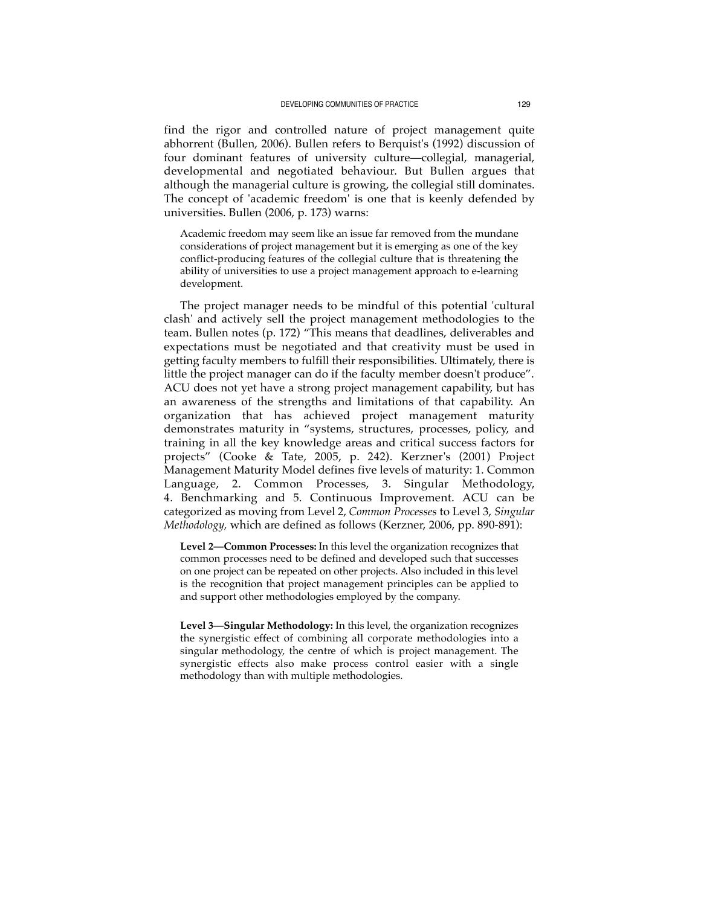find the rigor and controlled nature of project management quite abhorrent (Bullen, 2006). Bullen refers to Berquist's (1992) discussion of four dominant features of university culture—collegial, managerial, developmental and negotiated behaviour. But Bullen argues that although the managerial culture is growing, the collegial still dominates. The concept of 'academic freedom' is one that is keenly defended by universities. Bullen (2006, p. 173) warns:

> Academic freedom may seem like an issue far removed from the mundane considerations of project management but it is emerging as one of the key conflict-producing features of the collegial culture that is threatening the ability of universities to use a project management approach to e-learning development.

The project manager needs to be mindful of this potential 'cultural clash' and actively sell the project management methodologies to the team. Bullen notes (p. 172) "This means that deadlines, deliverables and expectations must be negotiated and that creativity must be used in getting faculty members to fulfill their responsibilities. Ultimately, there is little the project manager can do if the faculty member doesn't produce". ACU does not yet have a strong project management capability, but has an awareness of the strengths and limitations of that capability. An organization that has achieved project management maturity demonstrates maturity in "systems, structures, processes, policy, and training in all the key knowledge areas and critical success factors for projects" (Cooke & Tate, 2005, p. 242). Kerzner's (2001) Project Management Maturity Model defines five levels of maturity: 1. Common Language, 2. Common Processes, 3. Singular Methodology, 4. Benchmarking and 5. Continuous Improvement. ACU can be categorized as moving from Level 2, *Common Processes* to Level 3, *Singular Methodology,* which are defined as follows (Kerzner, 2006, pp. 890-891):

> **Level 2—Common Processes:** In this level the organization recognizes that common processes need to be defined and developed such that successes on one project can be repeated on other projects. Also included in this level is the recognition that project management principles can be applied to and support other methodologies employed by the company.
>
> **Level 3—Singular Methodology:** In this level, the organization recognizes the synergistic effect of combining all corporate methodologies into a singular methodology, the centre of which is project management. The synergistic effects also make process control easier with a single methodology than with multiple methodologies.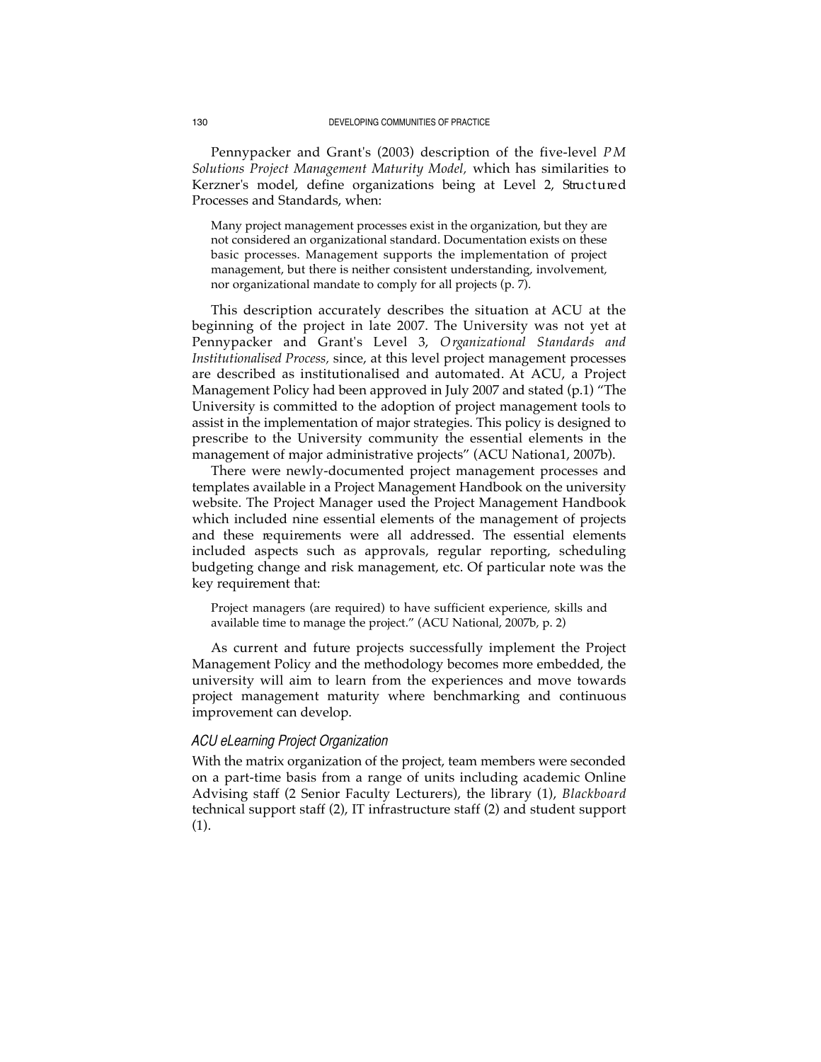Pennypacker and Grant's (2003) description of the five-level *PM Solutions Project Management Maturity Model,* which has similarities to Kerzner's model, define organizations being at Level 2, Structured Processes and Standards, when:

> Many project management processes exist in the organization, but they are not considered an organizational standard. Documentation exists on these basic processes. Management supports the implementation of project management, but there is neither consistent understanding, involvement, nor organizational mandate to comply for all projects (p. 7).

This description accurately describes the situation at ACU at the beginning of the project in late 2007. The University was not yet at Pennypacker and Grant's Level 3, *Organizational Standards and Institutionalised Process,* since, at this level project management processes are described as institutionalised and automated. At ACU, a Project Management Policy had been approved in July 2007 and stated (p.1) "The University is committed to the adoption of project management tools to assist in the implementation of major strategies. This policy is designed to prescribe to the University community the essential elements in the management of major administrative projects" (ACU Nationa1, 2007b).

There were newly-documented project management processes and templates available in a Project Management Handbook on the university website. The Project Manager used the Project Management Handbook which included nine essential elements of the management of projects and these requirements were all addressed. The essential elements included aspects such as approvals, regular reporting, scheduling budgeting change and risk management, etc. Of particular note was the key requirement that:

> Project managers (are required) to have sufficient experience, skills and available time to manage the project." (ACU National, 2007b, p. 2)

As current and future projects successfully implement the Project Management Policy and the methodology becomes more embedded, the university will aim to learn from the experiences and move towards project management maturity where benchmarking and continuous improvement can develop.

### *ACU eLearning Project Organization*

With the matrix organization of the project, team members were seconded on a part-time basis from a range of units including academic Online Advising staff (2 Senior Faculty Lecturers), the library (1), *Blackboard* technical support staff (2), IT infrastructure staff (2) and student support (1).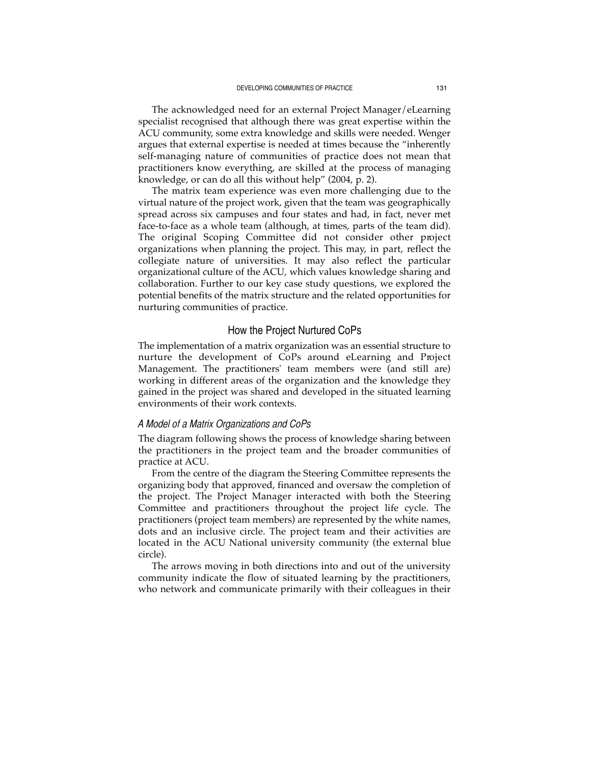The acknowledged need for an external Project Manager/eLearning specialist recognised that although there was great expertise within the ACU community, some extra knowledge and skills were needed. Wenger argues that external expertise is needed at times because the "inherently self-managing nature of communities of practice does not mean that practitioners know everything, are skilled at the process of managing knowledge, or can do all this without help" (2004, p. 2).

The matrix team experience was even more challenging due to the virtual nature of the project work, given that the team was geographically spread across six campuses and four states and had, in fact, never met face-to-face as a whole team (although, at times, parts of the team did). The original Scoping Committee did not consider other project organizations when planning the project. This may, in part, reflect the collegiate nature of universities. It may also reflect the particular organizational culture of the ACU, which values knowledge sharing and collaboration. Further to our key case study questions, we explored the potential benefits of the matrix structure and the related opportunities for nurturing communities of practice.

## How the Project Nurtured CoPs

The implementation of a matrix organization was an essential structure to nurture the development of CoPs around eLearning and Project Management. The practitioners' team members were (and still are) working in different areas of the organization and the knowledge they gained in the project was shared and developed in the situated learning environments of their work contexts.

### *A Model of a Matrix Organizations and CoPs*

The diagram following shows the process of knowledge sharing between the practitioners in the project team and the broader communities of practice at ACU.

From the centre of the diagram the Steering Committee represents the organizing body that approved, financed and oversaw the completion of the project. The Project Manager interacted with both the Steering Committee and practitioners throughout the project life cycle. The practitioners (project team members) are represented by the white names, dots and an inclusive circle. The project team and their activities are located in the ACU National university community (the external blue circle).

The arrows moving in both directions into and out of the university community indicate the flow of situated learning by the practitioners, who network and communicate primarily with their colleagues in their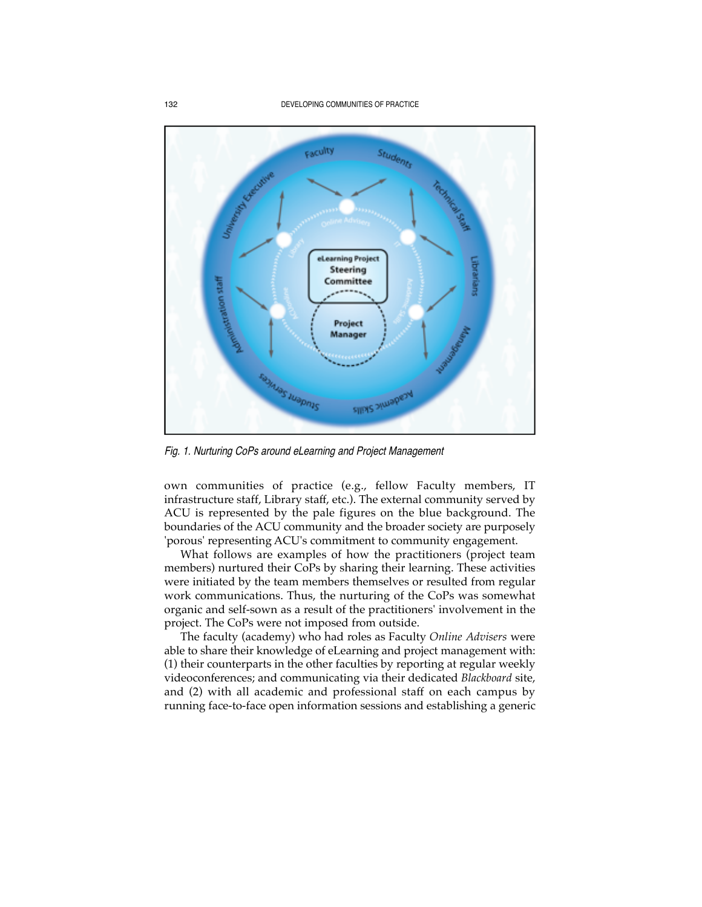Fig. 1. Nurturing CoPs around eLearning and Project Management

own communities of practice (e.g., fellow Faculty members, IT infrastructure staff, Library staff, etc.). The external community served by ACU is represented by the pale figures on the blue background. The boundaries of the ACU community and the broader society are purposely 'porous' representing ACU's commitment to community engagement.

What follows are examples of how the practitioners (project team members) nurtured their CoPs by sharing their learning. These activities were initiated by the team members themselves or resulted from regular work communications. Thus, the nurturing of the CoPs was somewhat organic and self-sown as a result of the practitioners' involvement in the project. The CoPs were not imposed from outside.

The faculty (academy) who had roles as Faculty *Online Advisers* were able to share their knowledge of eLearning and project management with: (1) their counterparts in the other faculties by reporting at regular weekly videoconferences; and communicating via their dedicated *Blackboard* site, and (2) with all academic and professional staff on each campus by running face-to-face open information sessions and establishing a generic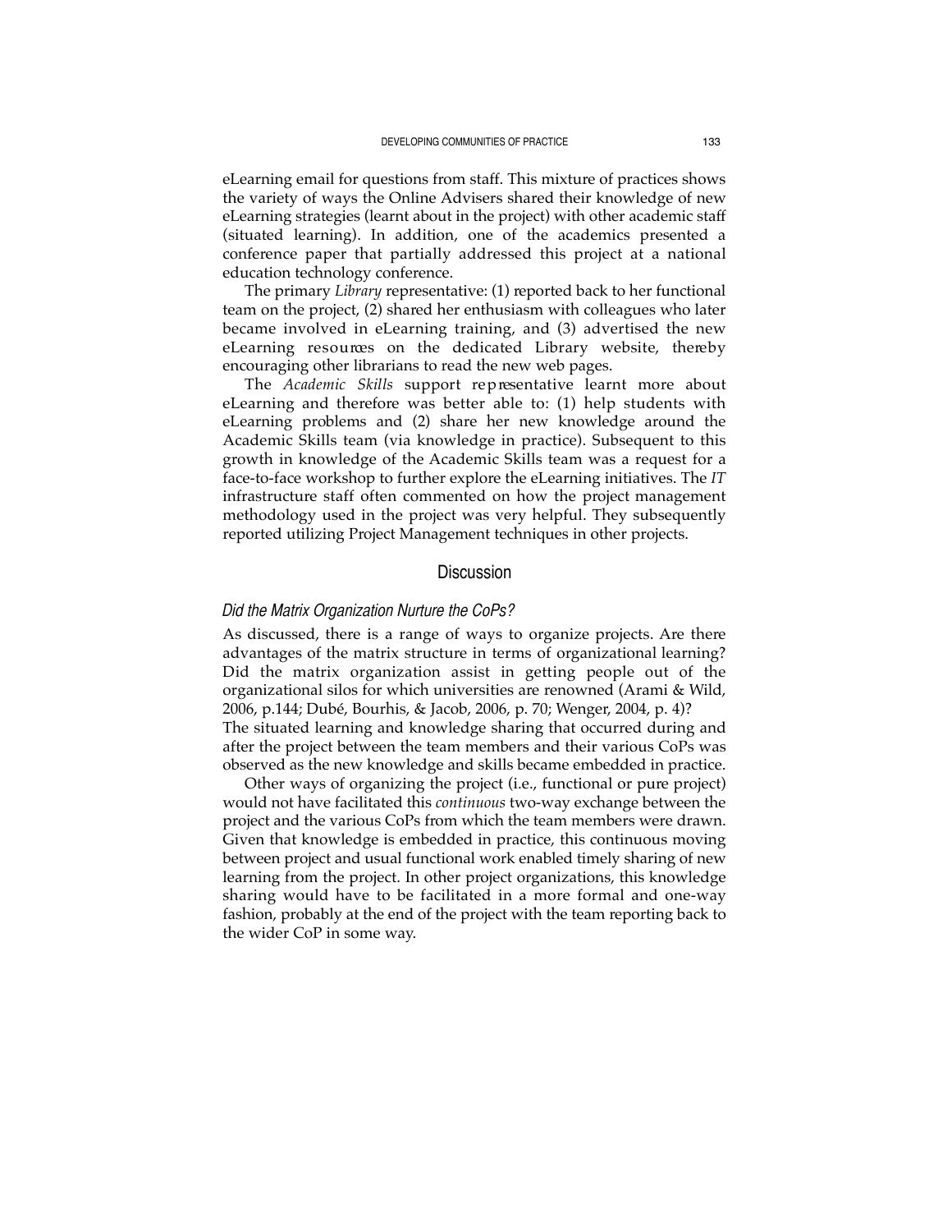eLearning email for questions from staff. This mixture of practices shows the variety of ways the Online Advisers shared their knowledge of new eLearning strategies (learnt about in the project) with other academic staff (situated learning). In addition, one of the academics presented a conference paper that partially addressed this project at a national education technology conference.

The primary *Library* representative: (1) reported back to her functional team on the project, (2) shared her enthusiasm with colleagues who later became involved in eLearning training, and (3) advertised the new eLearning resources on the dedicated Library website, thereby encouraging other librarians to read the new web pages.

The *Academic Skills* support representative learnt more about eLearning and therefore was better able to: (1) help students with eLearning problems and (2) share her new knowledge around the Academic Skills team (via knowledge in practice). Subsequent to this growth in knowledge of the Academic Skills team was a request for a face-to-face workshop to further explore the eLearning initiatives. The *IT* infrastructure staff often commented on how the project management methodology used in the project was very helpful. They subsequently reported utilizing Project Management techniques in other projects.

## Discussion

### *Did the Matrix Organization Nurture the CoPs?*

As discussed, there is a range of ways to organize projects. Are there advantages of the matrix structure in terms of organizational learning? Did the matrix organization assist in getting people out of the organizational silos for which universities are renowned (Arami & Wild, 2006, p.144; Dubé, Bourhis, & Jacob, 2006, p. 70; Wenger, 2004, p. 4)? The situated learning and knowledge sharing that occurred during and after the project between the team members and their various CoPs was observed as the new knowledge and skills became embedded in practice.

Other ways of organizing the project (i.e., functional or pure project) would not have facilitated this *continuous* two-way exchange between the project and the various CoPs from which the team members were drawn. Given that knowledge is embedded in practice, this continuous moving between project and usual functional work enabled timely sharing of new learning from the project. In other project organizations, this knowledge sharing would have to be facilitated in a more formal and one-way fashion, probably at the end of the project with the team reporting back to the wider CoP in some way.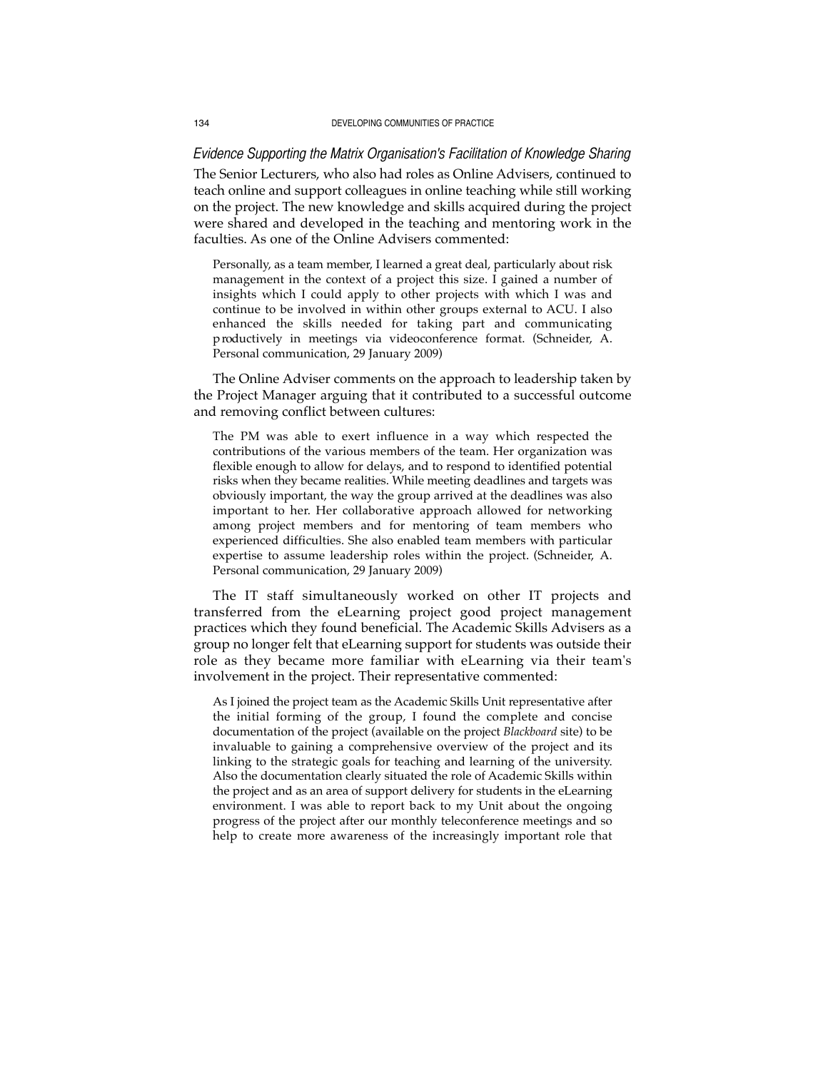### *Evidence Supporting the Matrix Organisation's Facilitation of Knowledge Sharing*

The Senior Lecturers, who also had roles as Online Advisers, continued to teach online and support colleagues in online teaching while still working on the project. The new knowledge and skills acquired during the project were shared and developed in the teaching and mentoring work in the faculties. As one of the Online Advisers commented:

> Personally, as a team member, I learned a great deal, particularly about risk management in the context of a project this size. I gained a number of insights which I could apply to other projects with which I was and continue to be involved in within other groups external to ACU. I also enhanced the skills needed for taking part and communicating productively in meetings via videoconference format. (Schneider, A. Personal communication, 29 January 2009)

The Online Adviser comments on the approach to leadership taken by the Project Manager arguing that it contributed to a successful outcome and removing conflict between cultures:

> The PM was able to exert influence in a way which respected the contributions of the various members of the team. Her organization was flexible enough to allow for delays, and to respond to identified potential risks when they became realities. While meeting deadlines and targets was obviously important, the way the group arrived at the deadlines was also important to her. Her collaborative approach allowed for networking among project members and for mentoring of team members who experienced difficulties. She also enabled team members with particular expertise to assume leadership roles within the project. (Schneider, A. Personal communication, 29 January 2009)

The IT staff simultaneously worked on other IT projects and transferred from the eLearning project good project management practices which they found beneficial. The Academic Skills Advisers as a group no longer felt that eLearning support for students was outside their role as they became more familiar with eLearning via their team's involvement in the project. Their representative commented:

> As I joined the project team as the Academic Skills Unit representative after the initial forming of the group, I found the complete and concise documentation of the project (available on the project *Blackboard* site) to be invaluable to gaining a comprehensive overview of the project and its linking to the strategic goals for teaching and learning of the university. Also the documentation clearly situated the role of Academic Skills within the project and as an area of support delivery for students in the eLearning environment. I was able to report back to my Unit about the ongoing progress of the project after our monthly teleconference meetings and so help to create more awareness of the increasingly important role that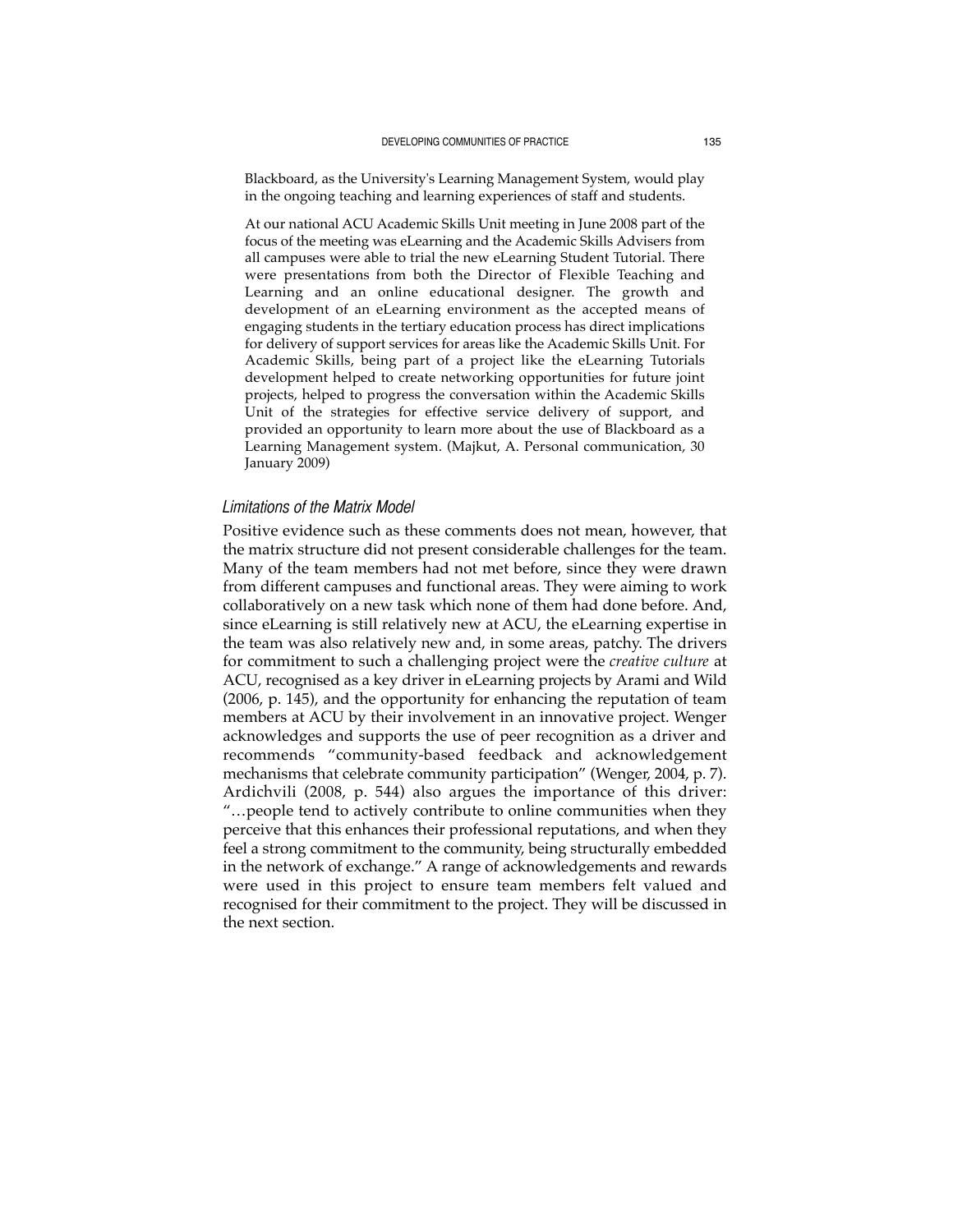Blackboard, as the University's Learning Management System, would play in the ongoing teaching and learning experiences of staff and students.

> At our national ACU Academic Skills Unit meeting in June 2008 part of the focus of the meeting was eLearning and the Academic Skills Advisers from all campuses were able to trial the new eLearning Student Tutorial. There were presentations from both the Director of Flexible Teaching and Learning and an online educational designer. The growth and development of an eLearning environment as the accepted means of engaging students in the tertiary education process has direct implications for delivery of support services for areas like the Academic Skills Unit. For Academic Skills, being part of a project like the eLearning Tutorials development helped to create networking opportunities for future joint projects, helped to progress the conversation within the Academic Skills Unit of the strategies for effective service delivery of support, and provided an opportunity to learn more about the use of Blackboard as a Learning Management system. (Majkut, A. Personal communication, 30 January 2009)

### *Limitations of the Matrix Model*

Positive evidence such as these comments does not mean, however, that the matrix structure did not present considerable challenges for the team. Many of the team members had not met before, since they were drawn from different campuses and functional areas. They were aiming to work collaboratively on a new task which none of them had done before. And, since eLearning is still relatively new at ACU, the eLearning expertise in the team was also relatively new and, in some areas, patchy. The drivers for commitment to such a challenging project were the *creative culture* at ACU, recognised as a key driver in eLearning projects by Arami and Wild (2006, p. 145), and the opportunity for enhancing the reputation of team members at ACU by their involvement in an innovative project. Wenger acknowledges and supports the use of peer recognition as a driver and recommends "community-based feedback and acknowledgement mechanisms that celebrate community participation" (Wenger, 2004, p. 7). Ardichvili (2008, p. 544) also argues the importance of this driver: "…people tend to actively contribute to online communities when they perceive that this enhances their professional reputations, and when they feel a strong commitment to the community, being structurally embedded in the network of exchange." A range of acknowledgements and rewards were used in this project to ensure team members felt valued and recognised for their commitment to the project. They will be discussed in the next section.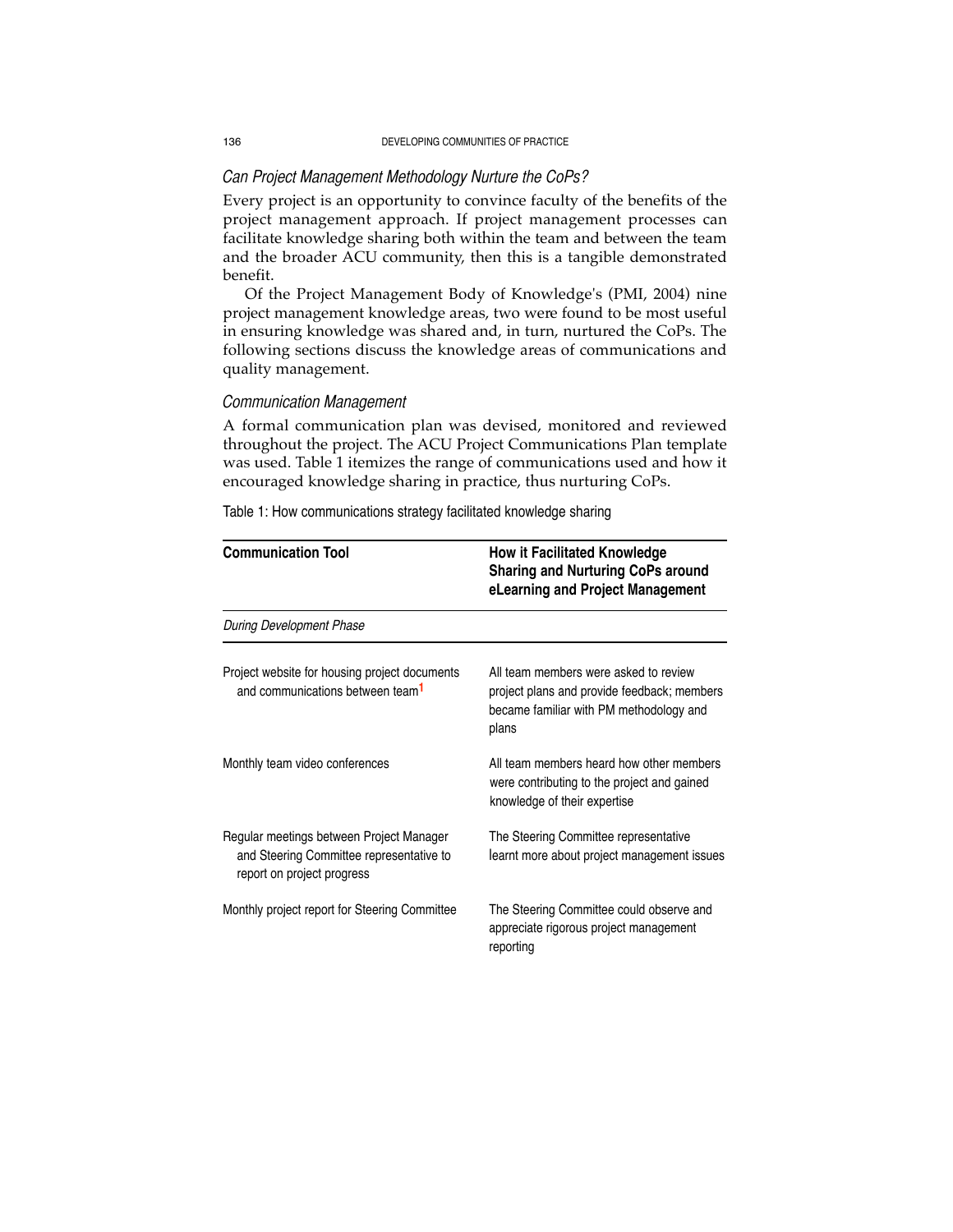### *Can Project Management Methodology Nurture the CoPs?*

Every project is an opportunity to convince faculty of the benefits of the project management approach. If project management processes can facilitate knowledge sharing both within the team and between the team and the broader ACU community, then this is a tangible demonstrated benefit.

Of the Project Management Body of Knowledge's (PMI, 2004) nine project management knowledge areas, two were found to be most useful in ensuring knowledge was shared and, in turn, nurtured the CoPs. The following sections discuss the knowledge areas of communications and quality management.

### *Communication Management*

A formal communication plan was devised, monitored and reviewed throughout the project. The ACU Project Communications Plan template was used. Table 1 itemizes the range of communications used and how it encouraged knowledge sharing in practice, thus nurturing CoPs.

Table 1: How communications strategy facilitated knowledge sharing

| **Communication Tool** | **How it Facilitated Knowledge Sharing and Nurturing CoPs around eLearning and Project Management** |
|---|---|
| *During Development Phase* | |
| Project website for housing project documents and communications between team[1] | All team members were asked to review project plans and provide feedback; members became familiar with PM methodology and plans |
| Monthly team video conferences | All team members heard how other members were contributing to the project and gained knowledge of their expertise |
| Regular meetings between Project Manager and Steering Committee representative to report on project progress | The Steering Committee representative learnt more about project management issues |
| Monthly project report for Steering Committee | The Steering Committee could observe and appreciate rigorous project management reporting |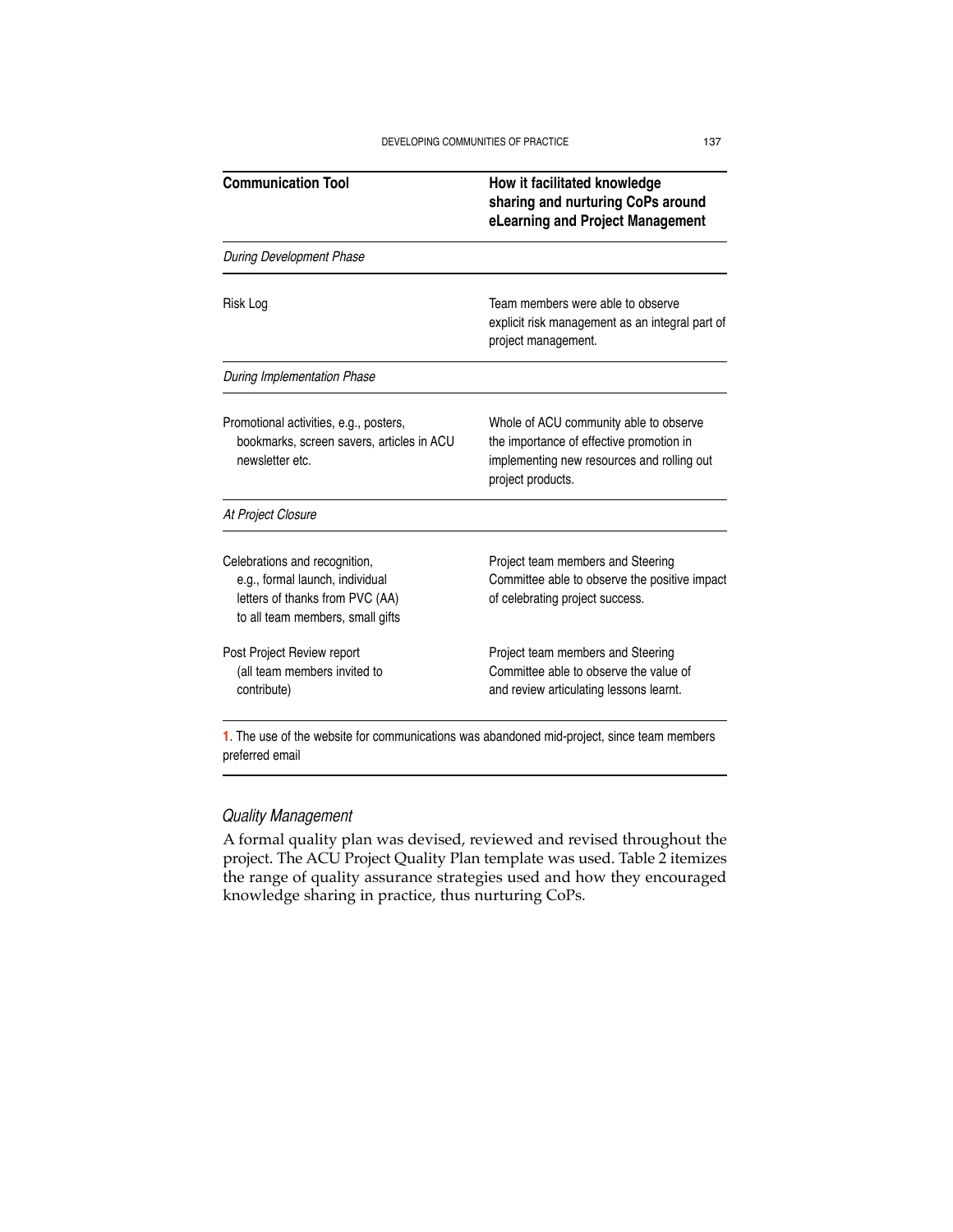| Communication Tool | How it facilitated knowledge sharing and nurturing CoPs around eLearning and Project Management |
|---|---|
| *During Development Phase* | |
| Risk Log | Team members were able to observe explicit risk management as an integral part of project management. |
| *During Implementation Phase* | |
| Promotional activities, e.g., posters, bookmarks, screen savers, articles in ACU newsletter etc. | Whole of ACU community able to observe the importance of effective promotion in implementing new resources and rolling out project products. |
| *At Project Closure* | |
| Celebrations and recognition, e.g., formal launch, individual letters of thanks from PVC (AA) to all team members, small gifts | Project team members and Steering Committee able to observe the positive impact of celebrating project success. |
| Post Project Review report (all team members invited to contribute) | Project team members and Steering Committee able to observe the value of and review articulating lessons learnt. |

1. The use of the website for communications was abandoned mid-project, since team members preferred email

### Quality Management

A formal quality plan was devised, reviewed and revised throughout the project. The ACU Project Quality Plan template was used. Table 2 itemizes the range of quality assurance strategies used and how they encouraged knowledge sharing in practice, thus nurturing CoPs.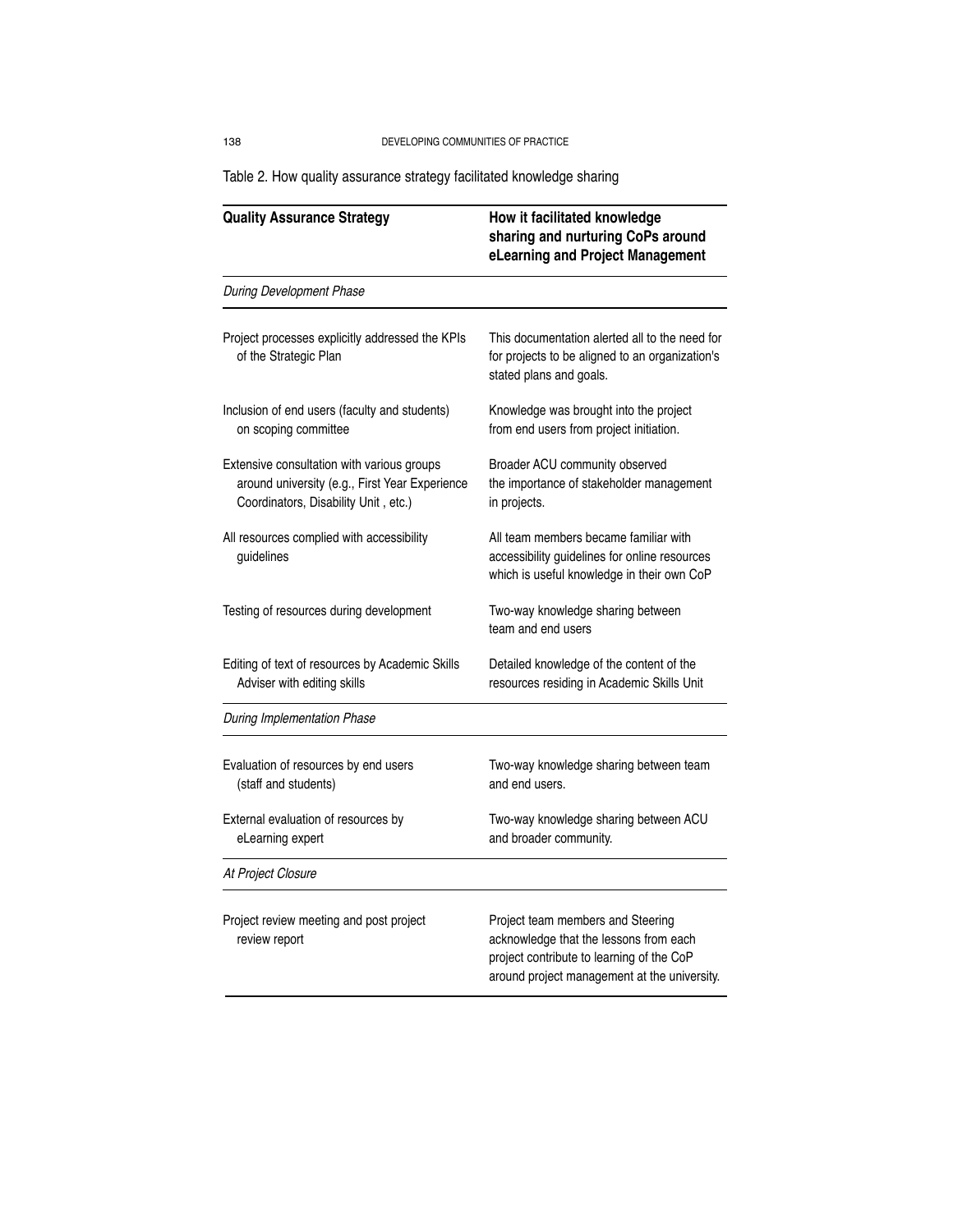Table 2. How quality assurance strategy facilitated knowledge sharing

| Quality Assurance Strategy | How it facilitated knowledge sharing and nurturing CoPs around eLearning and Project Management |
|---|---|
| *During Development Phase* | |
| Project processes explicitly addressed the KPIs of the Strategic Plan | This documentation alerted all to the need for for projects to be aligned to an organization's stated plans and goals. |
| Inclusion of end users (faculty and students) on scoping committee | Knowledge was brought into the project from end users from project initiation. |
| Extensive consultation with various groups around university (e.g., First Year Experience Coordinators, Disability Unit , etc.) | Broader ACU community observed the importance of stakeholder management in projects. |
| All resources complied with accessibility guidelines | All team members became familiar with accessibility guidelines for online resources which is useful knowledge in their own CoP |
| Testing of resources during development | Two-way knowledge sharing between team and end users |
| Editing of text of resources by Academic Skills Adviser with editing skills | Detailed knowledge of the content of the resources residing in Academic Skills Unit |
| *During Implementation Phase* | |
| Evaluation of resources by end users (staff and students) | Two-way knowledge sharing between team and end users. |
| External evaluation of resources by eLearning expert | Two-way knowledge sharing between ACU and broader community. |
| *At Project Closure* | |
| Project review meeting and post project review report | Project team members and Steering acknowledge that the lessons from each project contribute to learning of the CoP around project management at the university. |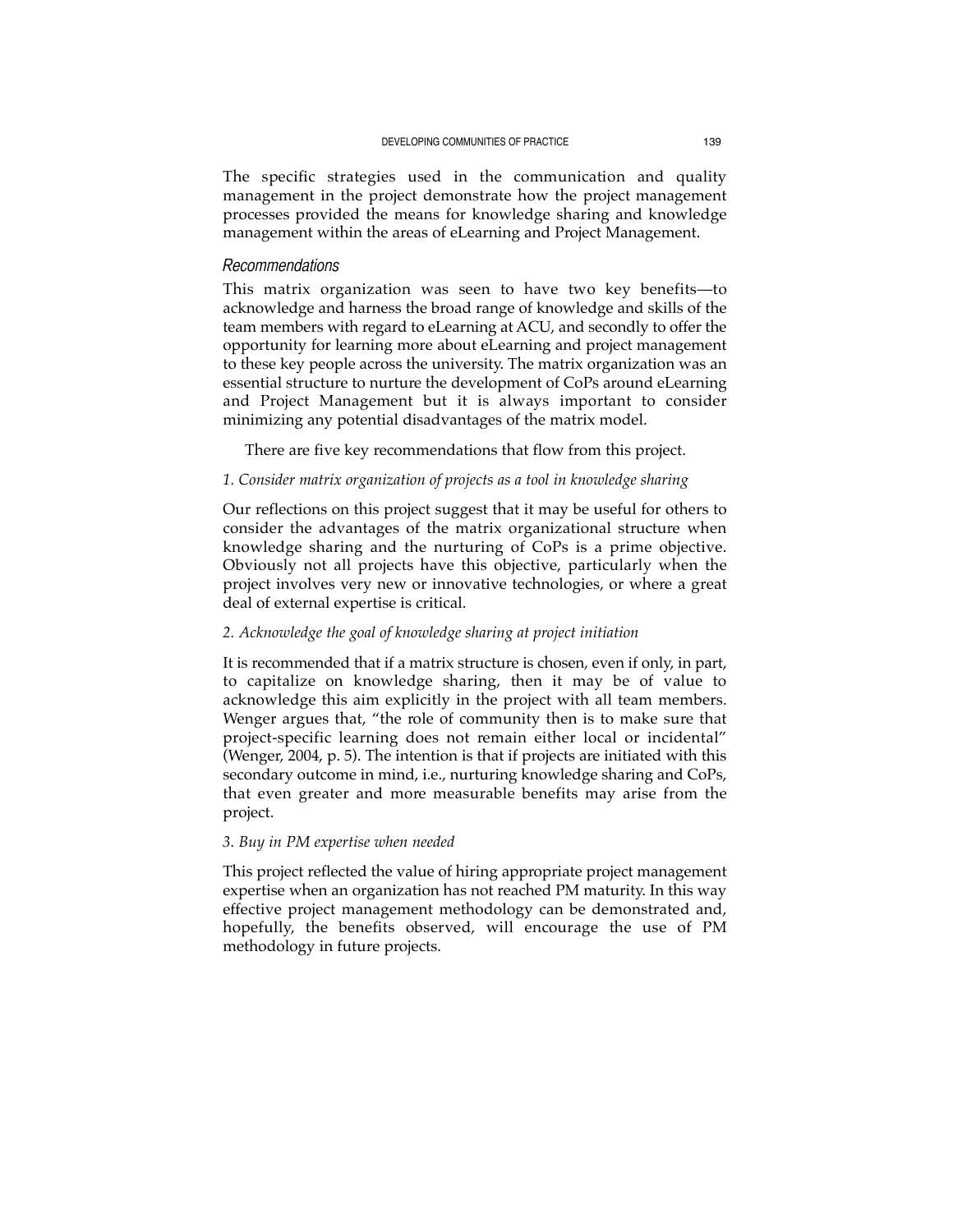The specific strategies used in the communication and quality management in the project demonstrate how the project management processes provided the means for knowledge sharing and knowledge management within the areas of eLearning and Project Management.

### *Recommendations*

This matrix organization was seen to have two key benefits—to acknowledge and harness the broad range of knowledge and skills of the team members with regard to eLearning at ACU, and secondly to offer the opportunity for learning more about eLearning and project management to these key people across the university. The matrix organization was an essential structure to nurture the development of CoPs around eLearning and Project Management but it is always important to consider minimizing any potential disadvantages of the matrix model.

There are five key recommendations that flow from this project.

*1. Consider matrix organization of projects as a tool in knowledge sharing*

Our reflections on this project suggest that it may be useful for others to consider the advantages of the matrix organizational structure when knowledge sharing and the nurturing of CoPs is a prime objective. Obviously not all projects have this objective, particularly when the project involves very new or innovative technologies, or where a great deal of external expertise is critical.

*2. Acknowledge the goal of knowledge sharing at project initiation*

It is recommended that if a matrix structure is chosen, even if only, in part, to capitalize on knowledge sharing, then it may be of value to acknowledge this aim explicitly in the project with all team members. Wenger argues that, "the role of community then is to make sure that project-specific learning does not remain either local or incidental" (Wenger, 2004, p. 5). The intention is that if projects are initiated with this secondary outcome in mind, i.e., nurturing knowledge sharing and CoPs, that even greater and more measurable benefits may arise from the project.

*3. Buy in PM expertise when needed*

This project reflected the value of hiring appropriate project management expertise when an organization has not reached PM maturity. In this way effective project management methodology can be demonstrated and, hopefully, the benefits observed, will encourage the use of PM methodology in future projects.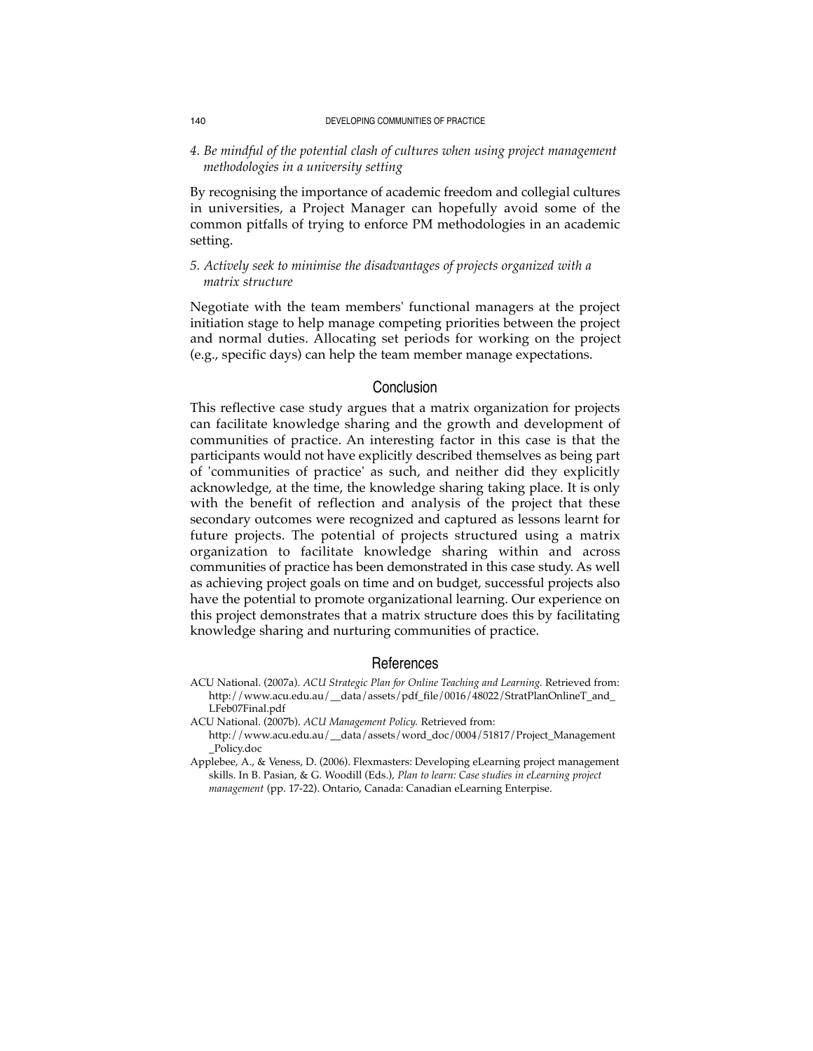*4. Be mindful of the potential clash of cultures when using project management methodologies in a university setting*

By recognising the importance of academic freedom and collegial cultures in universities, a Project Manager can hopefully avoid some of the common pitfalls of trying to enforce PM methodologies in an academic setting.

*5. Actively seek to minimise the disadvantages of projects organized with a matrix structure*

Negotiate with the team members' functional managers at the project initiation stage to help manage competing priorities between the project and normal duties. Allocating set periods for working on the project (e.g., specific days) can help the team member manage expectations.

## Conclusion

This reflective case study argues that a matrix organization for projects can facilitate knowledge sharing and the growth and development of communities of practice. An interesting factor in this case is that the participants would not have explicitly described themselves as being part of 'communities of practice' as such, and neither did they explicitly acknowledge, at the time, the knowledge sharing taking place. It is only with the benefit of reflection and analysis of the project that these secondary outcomes were recognized and captured as lessons learnt for future projects. The potential of projects structured using a matrix organization to facilitate knowledge sharing within and across communities of practice has been demonstrated in this case study. As well as achieving project goals on time and on budget, successful projects also have the potential to promote organizational learning. Our experience on this project demonstrates that a matrix structure does this by facilitating knowledge sharing and nurturing communities of practice.

## References

ACU National. (2007a). *ACU Strategic Plan for Online Teaching and Learning.* Retrieved from: http://www.acu.edu.au/__data/assets/pdf_file/0016/48022/StratPlanOnlineT_and_LFeb07Final.pdf

ACU National. (2007b). *ACU Management Policy.* Retrieved from: http://www.acu.edu.au/__data/assets/word_doc/0004/51817/Project_Management_Policy.doc

Applebee, A., & Veness, D. (2006). Flexmasters: Developing eLearning project management skills. In B. Pasian, & G. Woodill (Eds.), *Plan to learn: Case studies in eLearning project management* (pp. 17-22). Ontario, Canada: Canadian eLearning Enterpise.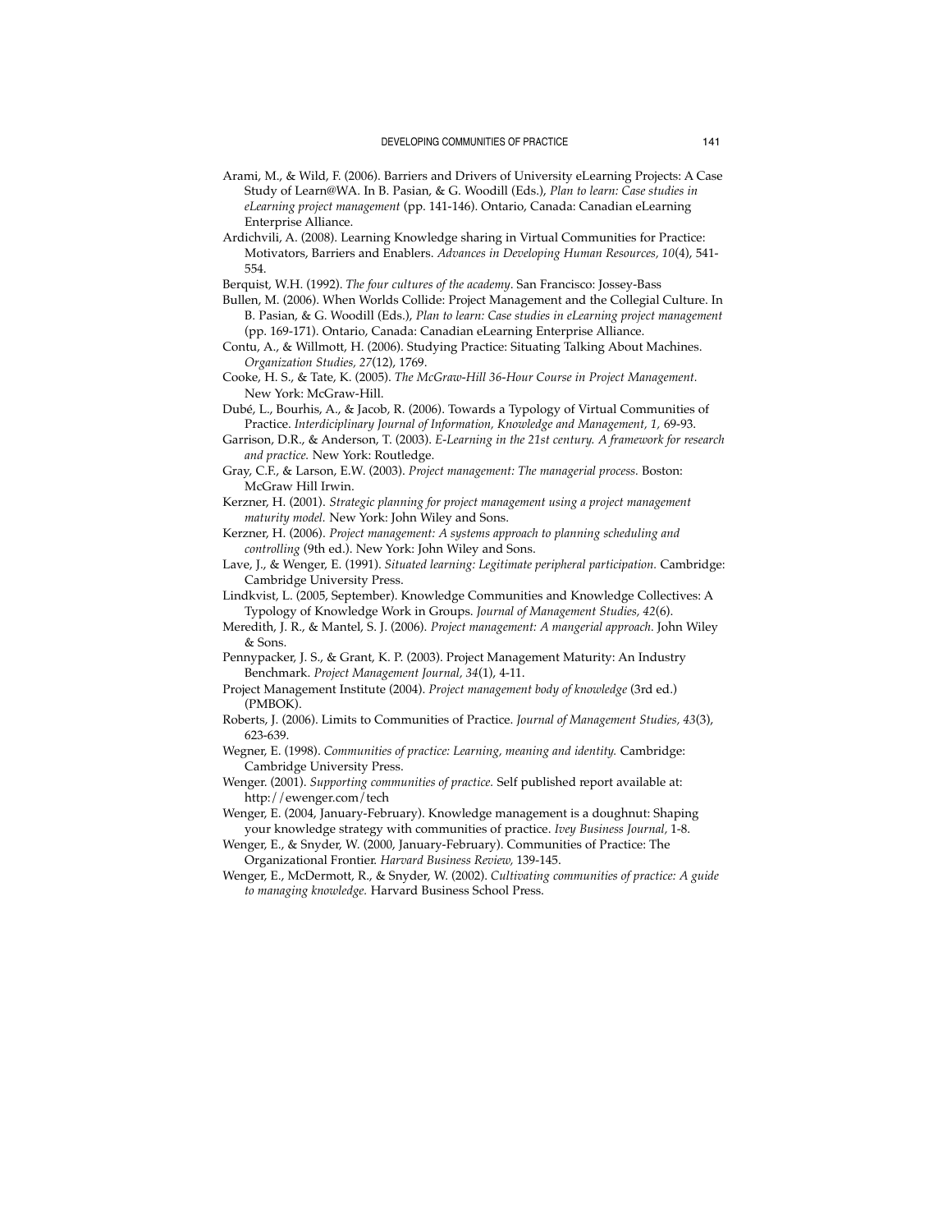Arami, M., & Wild, F. (2006). Barriers and Drivers of University eLearning Projects: A Case Study of Learn@WA. In B. Pasian, & G. Woodill (Eds.), *Plan to learn: Case studies in eLearning project management* (pp. 141-146). Ontario, Canada: Canadian eLearning Enterprise Alliance.

Ardichvili, A. (2008). Learning Knowledge sharing in Virtual Communities for Practice: Motivators, Barriers and Enablers. *Advances in Developing Human Resources, 10*(4), 541-554.

Berquist, W.H. (1992). *The four cultures of the academy*. San Francisco: Jossey-Bass

Bullen, M. (2006). When Worlds Collide: Project Management and the Collegial Culture. In B. Pasian, & G. Woodill (Eds.), *Plan to learn: Case studies in eLearning project management* (pp. 169-171). Ontario, Canada: Canadian eLearning Enterprise Alliance.

Contu, A., & Willmott, H. (2006). Studying Practice: Situating Talking About Machines. *Organization Studies, 27*(12), 1769.

Cooke, H. S., & Tate, K. (2005). *The McGraw-Hill 36-Hour Course in Project Management*. New York: McGraw-Hill.

Dubé, L., Bourhis, A., & Jacob, R. (2006). Towards a Typology of Virtual Communities of Practice. *Interdiciplinary Journal of Information, Knowledge and Management, 1,* 69-93.

Garrison, D.R., & Anderson, T. (2003). *E-Learning in the 21st century. A framework for research and practice.* New York: Routledge.

Gray, C.F., & Larson, E.W. (2003). *Project management: The managerial process*. Boston: McGraw Hill Irwin.

Kerzner, H. (2001). *Strategic planning for project management using a project management maturity model.* New York: John Wiley and Sons.

Kerzner, H. (2006). *Project management: A systems approach to planning scheduling and controlling* (9th ed.). New York: John Wiley and Sons.

Lave, J., & Wenger, E. (1991). *Situated learning: Legitimate peripheral participation.* Cambridge: Cambridge University Press.

Lindkvist, L. (2005, September). Knowledge Communities and Knowledge Collectives: A Typology of Knowledge Work in Groups. *Journal of Management Studies, 42*(6).

Meredith, J. R., & Mantel, S. J. (2006). *Project management: A mangerial approach*. John Wiley & Sons.

Pennypacker, J. S., & Grant, K. P. (2003). Project Management Maturity: An Industry Benchmark. *Project Management Journal, 34*(1), 4-11.

Project Management Institute (2004). *Project management body of knowledge* (3rd ed.) (PMBOK).

Roberts, J. (2006). Limits to Communities of Practice. *Journal of Management Studies, 43*(3), 623-639.

Wegner, E. (1998). *Communities of practice: Learning, meaning and identity.* Cambridge: Cambridge University Press.

Wenger. (2001). *Supporting communities of practice.* Self published report available at: http://ewenger.com/tech

Wenger, E. (2004, January-February). Knowledge management is a doughnut: Shaping your knowledge strategy with communities of practice. *Ivey Business Journal,* 1-8.

Wenger, E., & Snyder, W. (2000, January-February). Communities of Practice: The Organizational Frontier. *Harvard Business Review,* 139-145.

Wenger, E., McDermott, R., & Snyder, W. (2002). *Cultivating communities of practice: A guide to managing knowledge.* Harvard Business School Press.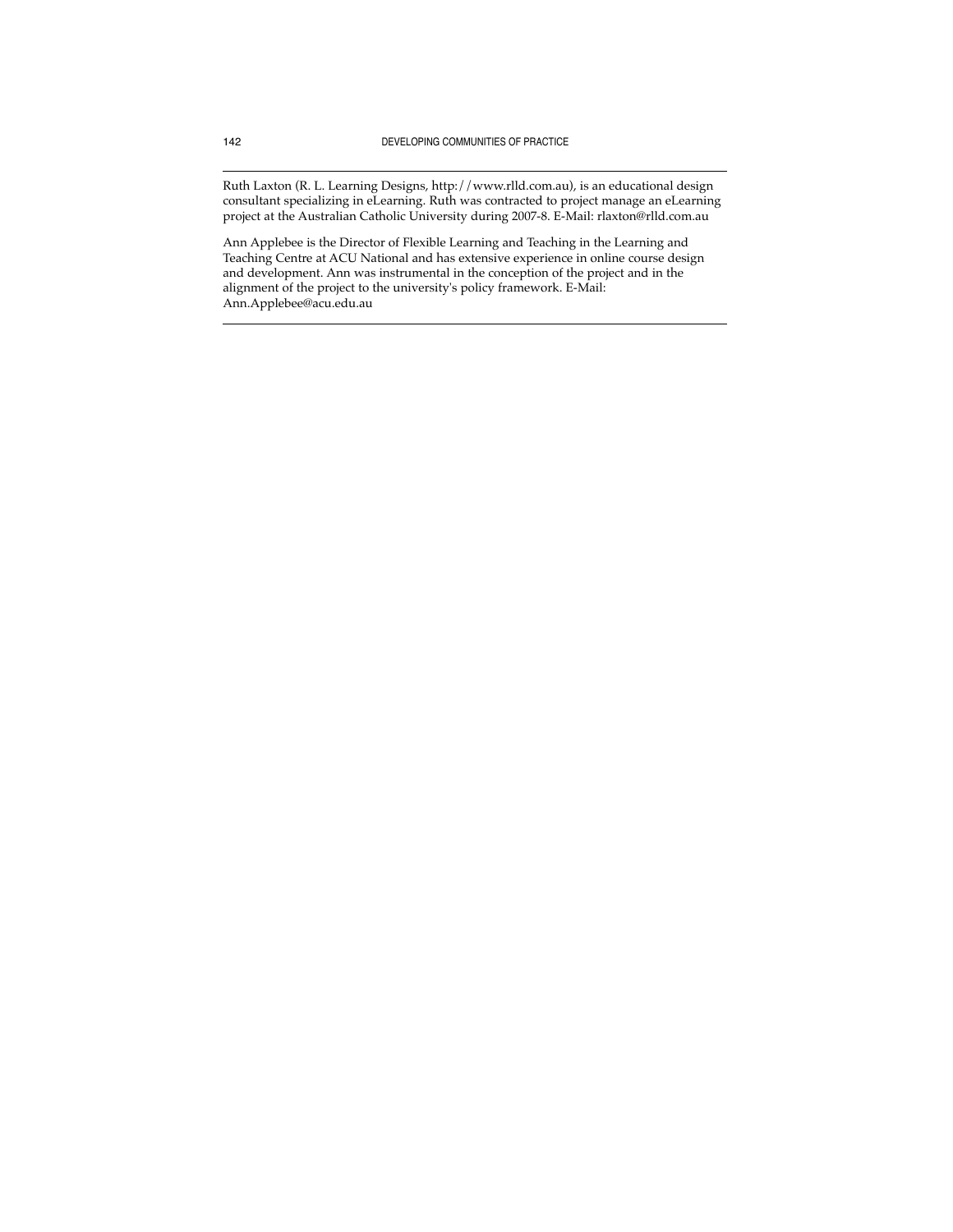Ruth Laxton (R. L. Learning Designs, http://www.rlld.com.au), is an educational design consultant specializing in eLearning. Ruth was contracted to project manage an eLearning project at the Australian Catholic University during 2007-8. E-Mail: rlaxton@rlld.com.au

Ann Applebee is the Director of Flexible Learning and Teaching in the Learning and Teaching Centre at ACU National and has extensive experience in online course design and development. Ann was instrumental in the conception of the project and in the alignment of the project to the university's policy framework. E-Mail: Ann.Applebee@acu.edu.au